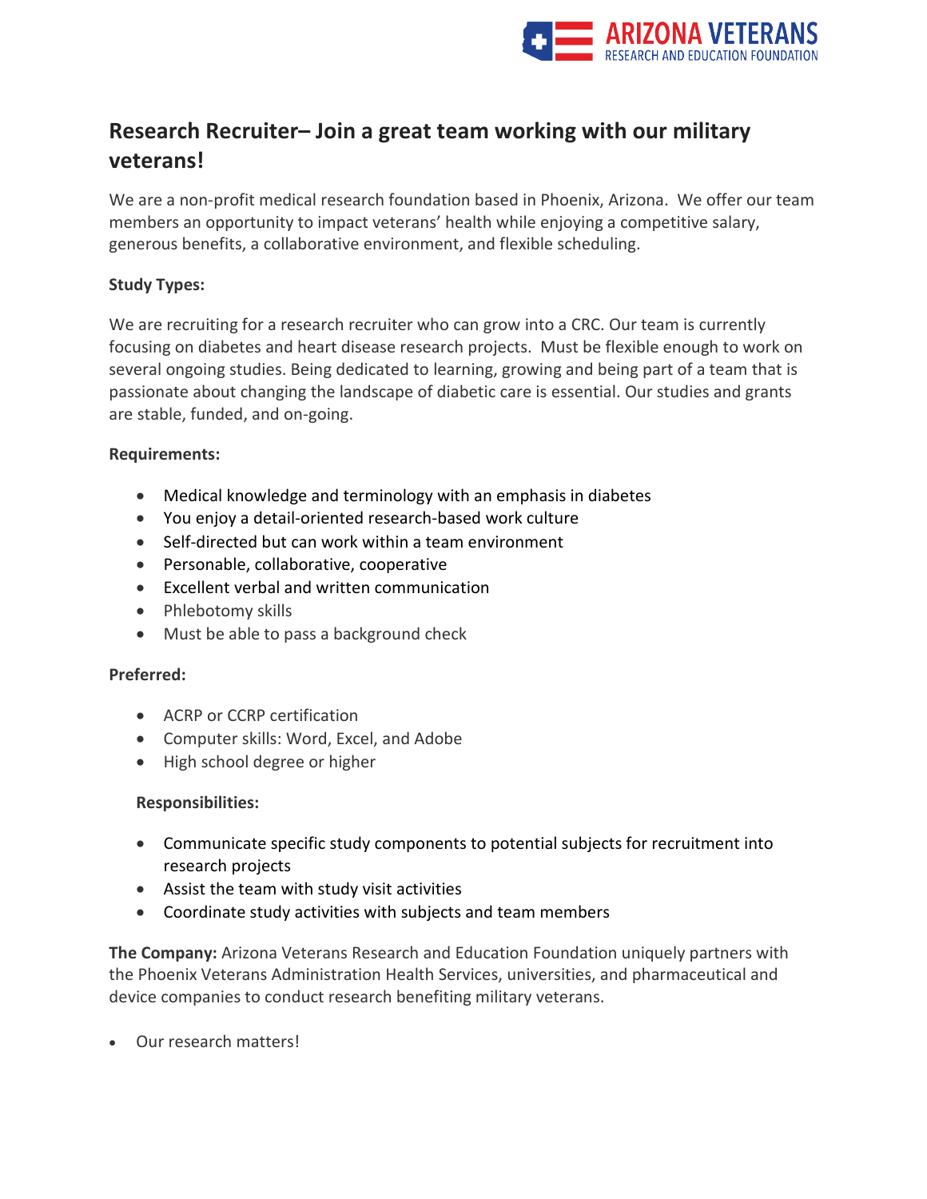ARIZONA VETERANS
RESEARCH AND EDUCATION FOUNDATION

## Research Recruiter– Join a great team working with our military veterans!

We are a non-profit medical research foundation based in Phoenix, Arizona.  We offer our team members an opportunity to impact veterans' health while enjoying a competitive salary, generous benefits, a collaborative environment, and flexible scheduling.

**Study Types:**

We are recruiting for a research recruiter who can grow into a CRC. Our team is currently focusing on diabetes and heart disease research projects.  Must be flexible enough to work on several ongoing studies. Being dedicated to learning, growing and being part of a team that is passionate about changing the landscape of diabetic care is essential. Our studies and grants are stable, funded, and on-going.

**Requirements:**

- Medical knowledge and terminology with an emphasis in diabetes
- You enjoy a detail-oriented research-based work culture
- Self-directed but can work within a team environment
- Personable, collaborative, cooperative
- Excellent verbal and written communication
- Phlebotomy skills
- Must be able to pass a background check

**Preferred:**

- ACRP or CCRP certification
- Computer skills: Word, Excel, and Adobe
- High school degree or higher

**Responsibilities:**

- Communicate specific study components to potential subjects for recruitment into research projects
- Assist the team with study visit activities
- Coordinate study activities with subjects and team members

**The Company:** Arizona Veterans Research and Education Foundation uniquely partners with the Phoenix Veterans Administration Health Services, universities, and pharmaceutical and device companies to conduct research benefiting military veterans.

- Our research matters!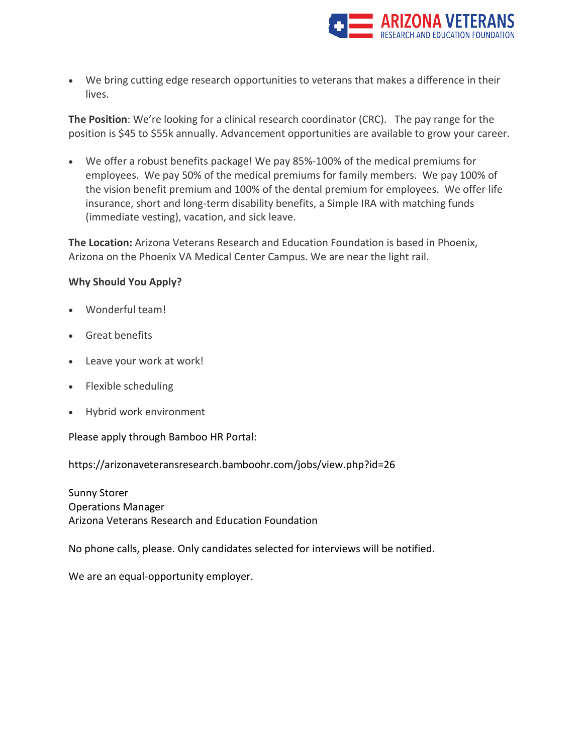- We bring cutting edge research opportunities to veterans that makes a difference in their lives.

**The Position**: We're looking for a clinical research coordinator (CRC). The pay range for the position is $45 to $55k annually. Advancement opportunities are available to grow your career.

- We offer a robust benefits package! We pay 85%-100% of the medical premiums for employees. We pay 50% of the medical premiums for family members. We pay 100% of the vision benefit premium and 100% of the dental premium for employees. We offer life insurance, short and long-term disability benefits, a Simple IRA with matching funds (immediate vesting), vacation, and sick leave.

**The Location:** Arizona Veterans Research and Education Foundation is based in Phoenix, Arizona on the Phoenix VA Medical Center Campus. We are near the light rail.

**Why Should You Apply?**

- Wonderful team!
- Great benefits
- Leave your work at work!
- Flexible scheduling
- Hybrid work environment

Please apply through Bamboo HR Portal:

https://arizonaveteransresearch.bamboohr.com/jobs/view.php?id=26

Sunny Storer
Operations Manager
Arizona Veterans Research and Education Foundation

No phone calls, please. Only candidates selected for interviews will be notified.

We are an equal-opportunity employer.